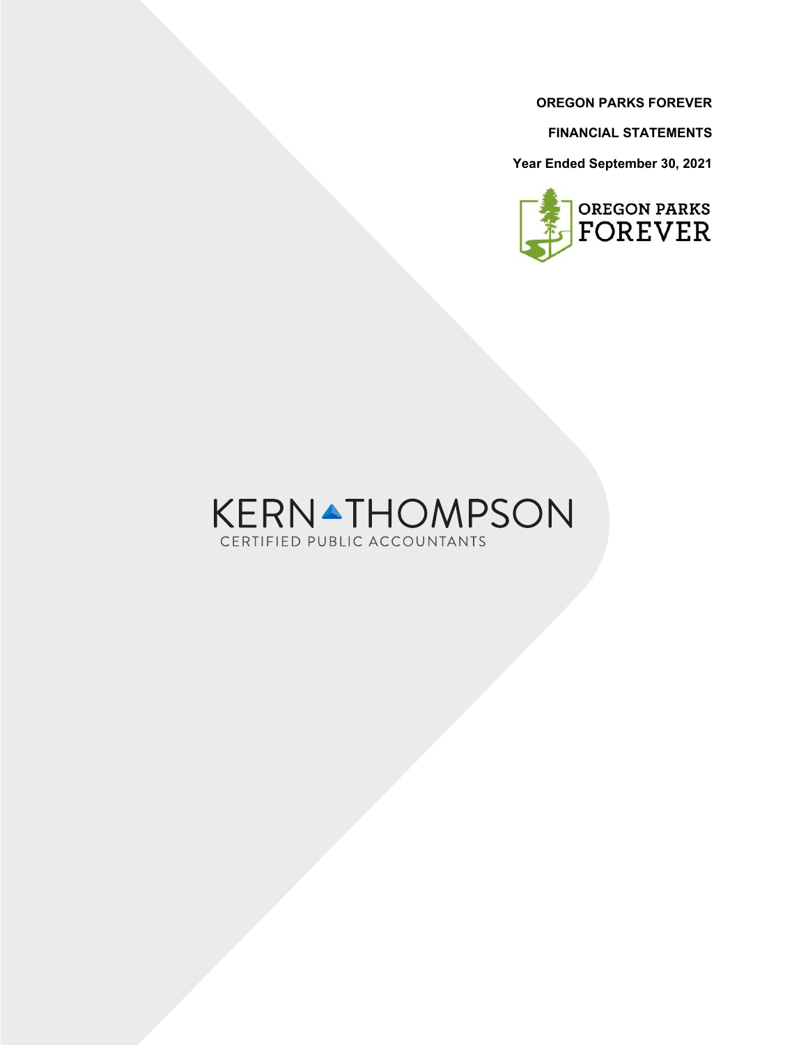**OREGON PARKS FOREVER**

**FINANCIAL STATEMENTS**

**Year Ended September 30, 2021**

OREGON PARKS FOREVER

KERN THOMPSON

CERTIFIED PUBLIC ACCOUNTANTS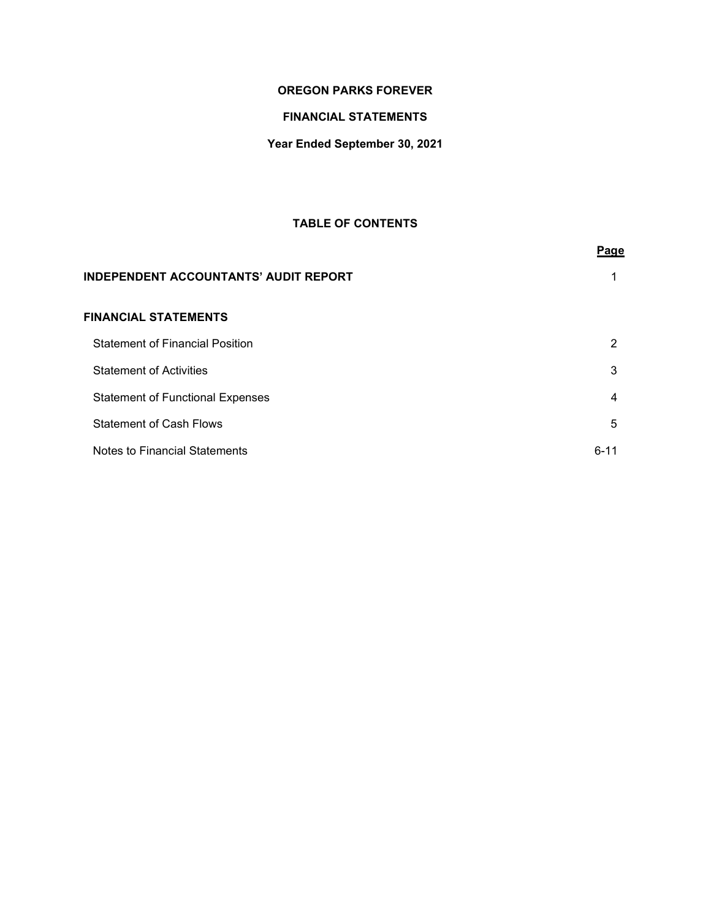# OREGON PARKS FOREVER

## FINANCIAL STATEMENTS

### Year Ended September 30, 2021

## TABLE OF CONTENTS

| | Page |
|---|---|
| **INDEPENDENT ACCOUNTANTS' AUDIT REPORT** | 1 |
| **FINANCIAL STATEMENTS** | |
| Statement of Financial Position | 2 |
| Statement of Activities | 3 |
| Statement of Functional Expenses | 4 |
| Statement of Cash Flows | 5 |
| Notes to Financial Statements | 6-11 |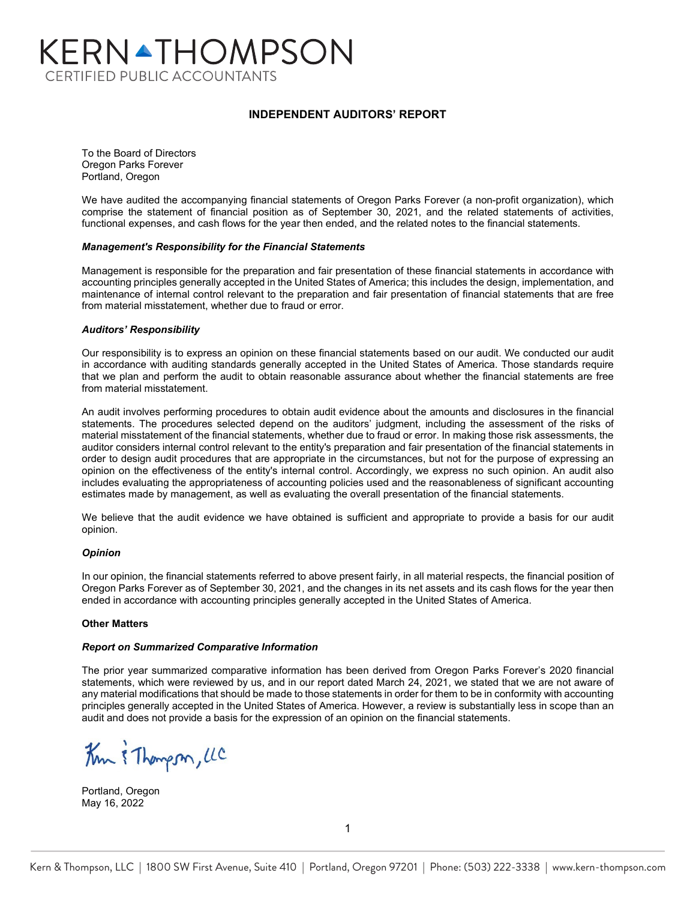# KERN THOMPSON

CERTIFIED PUBLIC ACCOUNTANTS

## INDEPENDENT AUDITORS' REPORT

To the Board of Directors
Oregon Parks Forever
Portland, Oregon

We have audited the accompanying financial statements of Oregon Parks Forever (a non-profit organization), which comprise the statement of financial position as of September 30, 2021, and the related statements of activities, functional expenses, and cash flows for the year then ended, and the related notes to the financial statements.

***Management's Responsibility for the Financial Statements***

Management is responsible for the preparation and fair presentation of these financial statements in accordance with accounting principles generally accepted in the United States of America; this includes the design, implementation, and maintenance of internal control relevant to the preparation and fair presentation of financial statements that are free from material misstatement, whether due to fraud or error.

***Auditors' Responsibility***

Our responsibility is to express an opinion on these financial statements based on our audit. We conducted our audit in accordance with auditing standards generally accepted in the United States of America. Those standards require that we plan and perform the audit to obtain reasonable assurance about whether the financial statements are free from material misstatement.

An audit involves performing procedures to obtain audit evidence about the amounts and disclosures in the financial statements. The procedures selected depend on the auditors' judgment, including the assessment of the risks of material misstatement of the financial statements, whether due to fraud or error. In making those risk assessments, the auditor considers internal control relevant to the entity's preparation and fair presentation of the financial statements in order to design audit procedures that are appropriate in the circumstances, but not for the purpose of expressing an opinion on the effectiveness of the entity's internal control. Accordingly, we express no such opinion. An audit also includes evaluating the appropriateness of accounting policies used and the reasonableness of significant accounting estimates made by management, as well as evaluating the overall presentation of the financial statements.

We believe that the audit evidence we have obtained is sufficient and appropriate to provide a basis for our audit opinion.

***Opinion***

In our opinion, the financial statements referred to above present fairly, in all material respects, the financial position of Oregon Parks Forever as of September 30, 2021, and the changes in its net assets and its cash flows for the year then ended in accordance with accounting principles generally accepted in the United States of America.

**Other Matters**

***Report on Summarized Comparative Information***

The prior year summarized comparative information has been derived from Oregon Parks Forever's 2020 financial statements, which were reviewed by us, and in our report dated March 24, 2021, we stated that we are not aware of any material modifications that should be made to those statements in order for them to be in conformity with accounting principles generally accepted in the United States of America. However, a review is substantially less in scope than an audit and does not provide a basis for the expression of an opinion on the financial statements.

Kern & Thompson, LLC

Portland, Oregon
May 16, 2022

Kern & Thompson, LLC | 1800 SW First Avenue, Suite 410 | Portland, Oregon 97201 | Phone: (503) 222-3338 | www.kern-thompson.com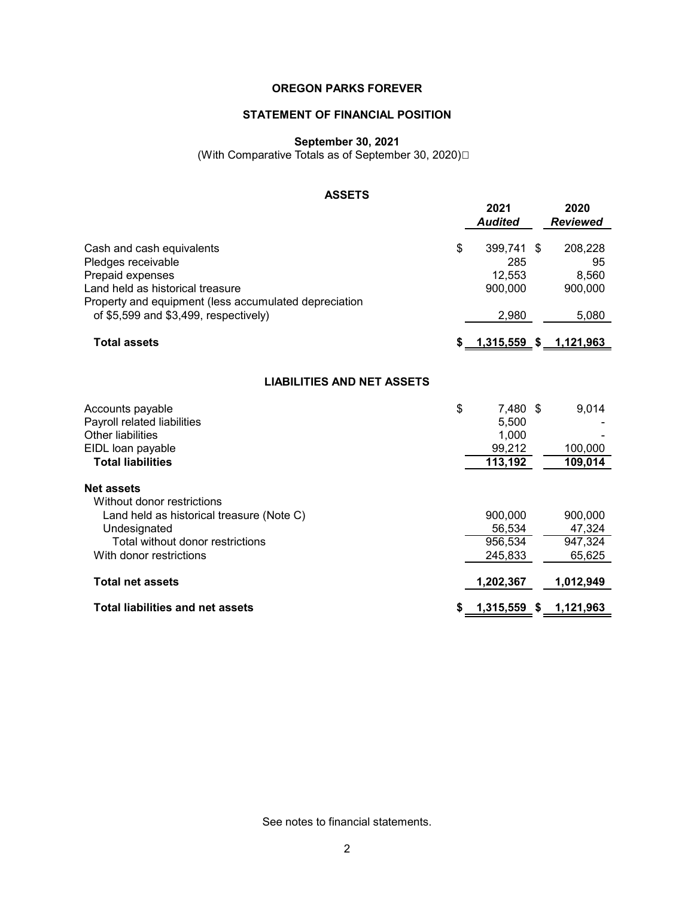# OREGON PARKS FOREVER

## STATEMENT OF FINANCIAL POSITION

**September 30, 2021**

(With Comparative Totals as of September 30, 2020)

### ASSETS

| | 2021 *Audited* | 2020 *Reviewed* |
|---|---|---|
| Cash and cash equivalents | $ 399,741 | $ 208,228 |
| Pledges receivable | 285 | 95 |
| Prepaid expenses | 12,553 | 8,560 |
| Land held as historical treasure | 900,000 | 900,000 |
| Property and equipment (less accumulated depreciation of $5,599 and $3,499, respectively) | 2,980 | 5,080 |
| **Total assets** | **$ 1,315,559** | **$ 1,121,963** |

### LIABILITIES AND NET ASSETS

| | 2021 *Audited* | 2020 *Reviewed* |
|---|---|---|
| Accounts payable | $ 7,480 | $ 9,014 |
| Payroll related liabilities | 5,500 | - |
| Other liabilities | 1,000 | - |
| EIDL loan payable | 99,212 | 100,000 |
| **Total liabilities** | **113,192** | **109,014** |
| **Net assets** | | |
| Without donor restrictions | | |
| Land held as historical treasure (Note C) | 900,000 | 900,000 |
| Undesignated | 56,534 | 47,324 |
| Total without donor restrictions | 956,534 | 947,324 |
| With donor restrictions | 245,833 | 65,625 |
| **Total net assets** | **1,202,367** | **1,012,949** |
| **Total liabilities and net assets** | **$ 1,315,559** | **$ 1,121,963** |

See notes to financial statements.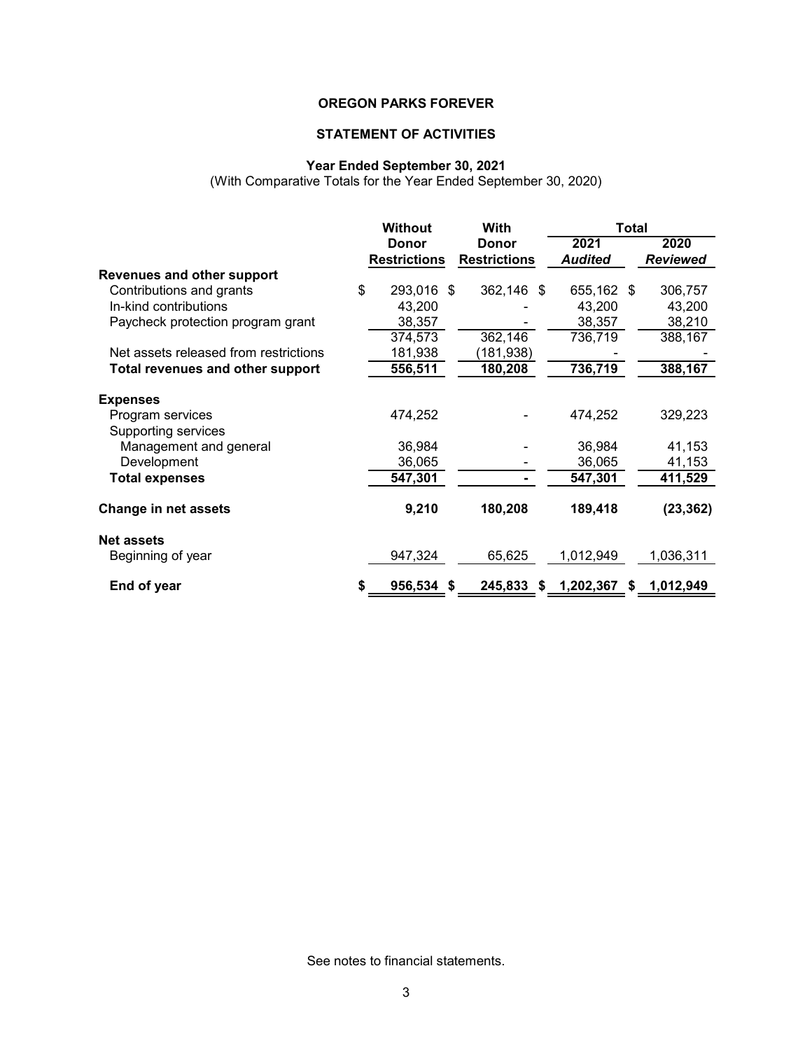# OREGON PARKS FOREVER

## STATEMENT OF ACTIVITIES

### Year Ended September 30, 2021

(With Comparative Totals for the Year Ended September 30, 2020)

| | Without Donor Restrictions | With Donor Restrictions | Total 2021 *Audited* | Total 2020 *Reviewed* |
|---|---|---|---|---|
| **Revenues and other support** | | | | |
| Contributions and grants | $ 293,016 | $ 362,146 | $ 655,162 | $ 306,757 |
| In-kind contributions | 43,200 | - | 43,200 | 43,200 |
| Paycheck protection program grant | 38,357 | - | 38,357 | 38,210 |
| | 374,573 | 362,146 | 736,719 | 388,167 |
| Net assets released from restrictions | 181,938 | (181,938) | - | - |
| **Total revenues and other support** | **556,511** | **180,208** | **736,719** | **388,167** |
| **Expenses** | | | | |
| Program services | 474,252 | - | 474,252 | 329,223 |
| Supporting services | | | | |
| Management and general | 36,984 | - | 36,984 | 41,153 |
| Development | 36,065 | - | 36,065 | 41,153 |
| **Total expenses** | **547,301** | **-** | **547,301** | **411,529** |
| **Change in net assets** | **9,210** | **180,208** | **189,418** | **(23,362)** |
| **Net assets** | | | | |
| Beginning of year | 947,324 | 65,625 | 1,012,949 | 1,036,311 |
| **End of year** | **$ 956,534** | **$ 245,833** | **$ 1,202,367** | **$ 1,012,949** |

See notes to financial statements.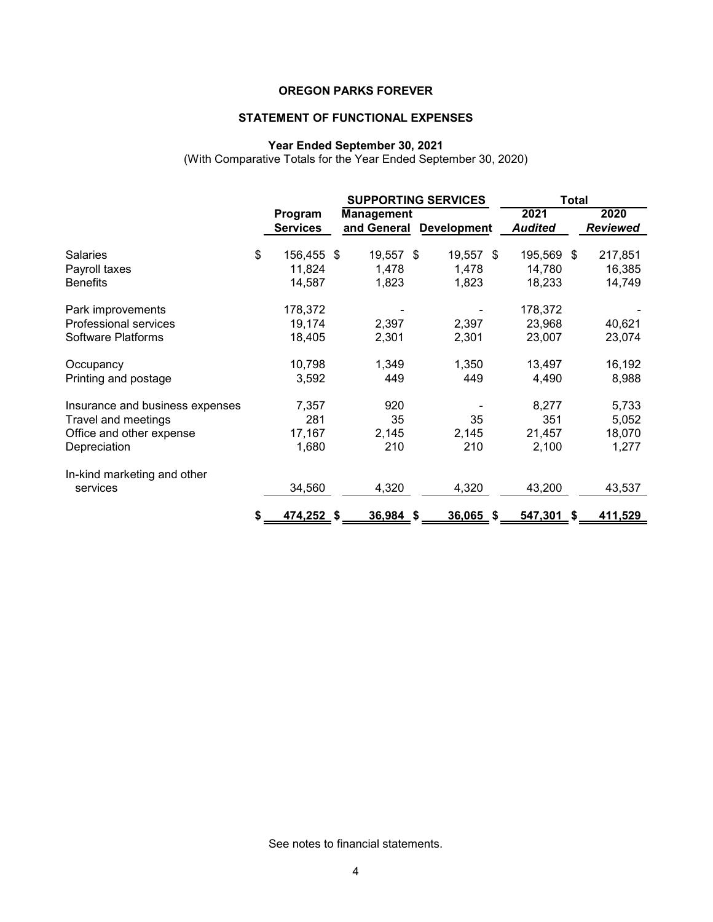# OREGON PARKS FOREVER

## STATEMENT OF FUNCTIONAL EXPENSES

### Year Ended September 30, 2021

(With Comparative Totals for the Year Ended September 30, 2020)

| | Program Services | SUPPORTING SERVICES | | Total | |
|---|---|---|---|---|---|
| | | Management and General | Development | 2021 *Audited* | 2020 *Reviewed* |
| Salaries | $ 156,455 | $ 19,557 | $ 19,557 | $ 195,569 | $ 217,851 |
| Payroll taxes | 11,824 | 1,478 | 1,478 | 14,780 | 16,385 |
| Benefits | 14,587 | 1,823 | 1,823 | 18,233 | 14,749 |
| Park improvements | 178,372 | - | - | 178,372 | - |
| Professional services | 19,174 | 2,397 | 2,397 | 23,968 | 40,621 |
| Software Platforms | 18,405 | 2,301 | 2,301 | 23,007 | 23,074 |
| Occupancy | 10,798 | 1,349 | 1,350 | 13,497 | 16,192 |
| Printing and postage | 3,592 | 449 | 449 | 4,490 | 8,988 |
| Insurance and business expenses | 7,357 | 920 | - | 8,277 | 5,733 |
| Travel and meetings | 281 | 35 | 35 | 351 | 5,052 |
| Office and other expense | 17,167 | 2,145 | 2,145 | 21,457 | 18,070 |
| Depreciation | 1,680 | 210 | 210 | 2,100 | 1,277 |
| In-kind marketing and other services | 34,560 | 4,320 | 4,320 | 43,200 | 43,537 |
| | **$ 474,252** | **$ 36,984** | **$ 36,065** | **$ 547,301** | **$ 411,529** |

See notes to financial statements.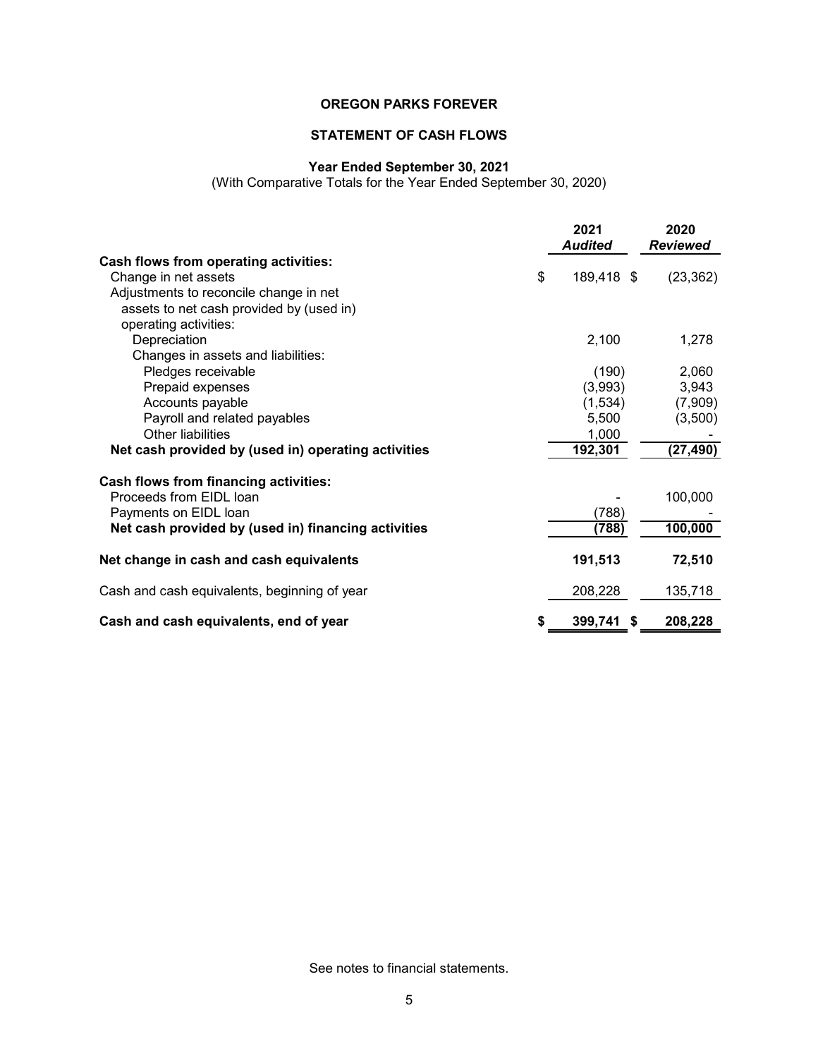**OREGON PARKS FOREVER**

**STATEMENT OF CASH FLOWS**

**Year Ended September 30, 2021**
(With Comparative Totals for the Year Ended September 30, 2020)

| | 2021 *Audited* | 2020 *Reviewed* |
|---|---|---|
| **Cash flows from operating activities:** | | |
| Change in net assets | $ 189,418 | $ (23,362) |
| Adjustments to reconcile change in net assets to net cash provided by (used in) operating activities: | | |
| Depreciation | 2,100 | 1,278 |
| Changes in assets and liabilities: | | |
| Pledges receivable | (190) | 2,060 |
| Prepaid expenses | (3,993) | 3,943 |
| Accounts payable | (1,534) | (7,909) |
| Payroll and related payables | 5,500 | (3,500) |
| Other liabilities | 1,000 | - |
| **Net cash provided by (used in) operating activities** | **192,301** | **(27,490)** |
| **Cash flows from financing activities:** | | |
| Proceeds from EIDL loan | - | 100,000 |
| Payments on EIDL loan | (788) | - |
| **Net cash provided by (used in) financing activities** | **(788)** | **100,000** |
| **Net change in cash and cash equivalents** | **191,513** | **72,510** |
| Cash and cash equivalents, beginning of year | 208,228 | 135,718 |
| **Cash and cash equivalents, end of year** | **$ 399,741** | **$ 208,228** |

See notes to financial statements.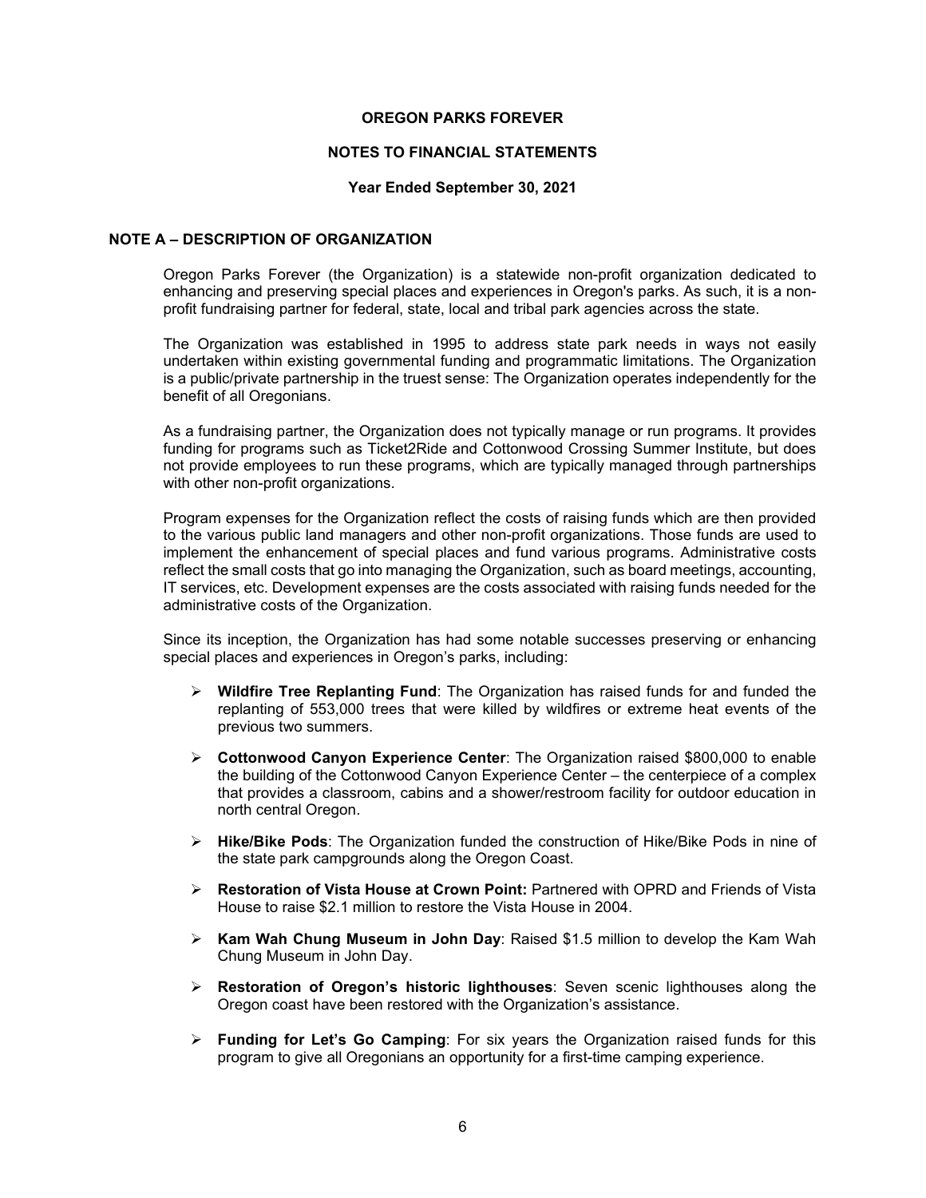# OREGON PARKS FOREVER

## NOTES TO FINANCIAL STATEMENTS

### Year Ended September 30, 2021

## NOTE A – DESCRIPTION OF ORGANIZATION

Oregon Parks Forever (the Organization) is a statewide non-profit organization dedicated to enhancing and preserving special places and experiences in Oregon's parks. As such, it is a non-profit fundraising partner for federal, state, local and tribal park agencies across the state.

The Organization was established in 1995 to address state park needs in ways not easily undertaken within existing governmental funding and programmatic limitations. The Organization is a public/private partnership in the truest sense: The Organization operates independently for the benefit of all Oregonians.

As a fundraising partner, the Organization does not typically manage or run programs. It provides funding for programs such as Ticket2Ride and Cottonwood Crossing Summer Institute, but does not provide employees to run these programs, which are typically managed through partnerships with other non-profit organizations.

Program expenses for the Organization reflect the costs of raising funds which are then provided to the various public land managers and other non-profit organizations. Those funds are used to implement the enhancement of special places and fund various programs. Administrative costs reflect the small costs that go into managing the Organization, such as board meetings, accounting, IT services, etc. Development expenses are the costs associated with raising funds needed for the administrative costs of the Organization.

Since its inception, the Organization has had some notable successes preserving or enhancing special places and experiences in Oregon's parks, including:

- **Wildfire Tree Replanting Fund**: The Organization has raised funds for and funded the replanting of 553,000 trees that were killed by wildfires or extreme heat events of the previous two summers.
- **Cottonwood Canyon Experience Center**: The Organization raised $800,000 to enable the building of the Cottonwood Canyon Experience Center – the centerpiece of a complex that provides a classroom, cabins and a shower/restroom facility for outdoor education in north central Oregon.
- **Hike/Bike Pods**: The Organization funded the construction of Hike/Bike Pods in nine of the state park campgrounds along the Oregon Coast.
- **Restoration of Vista House at Crown Point:** Partnered with OPRD and Friends of Vista House to raise $2.1 million to restore the Vista House in 2004.
- **Kam Wah Chung Museum in John Day**: Raised $1.5 million to develop the Kam Wah Chung Museum in John Day.
- **Restoration of Oregon's historic lighthouses**: Seven scenic lighthouses along the Oregon coast have been restored with the Organization's assistance.
- **Funding for Let's Go Camping**: For six years the Organization raised funds for this program to give all Oregonians an opportunity for a first-time camping experience.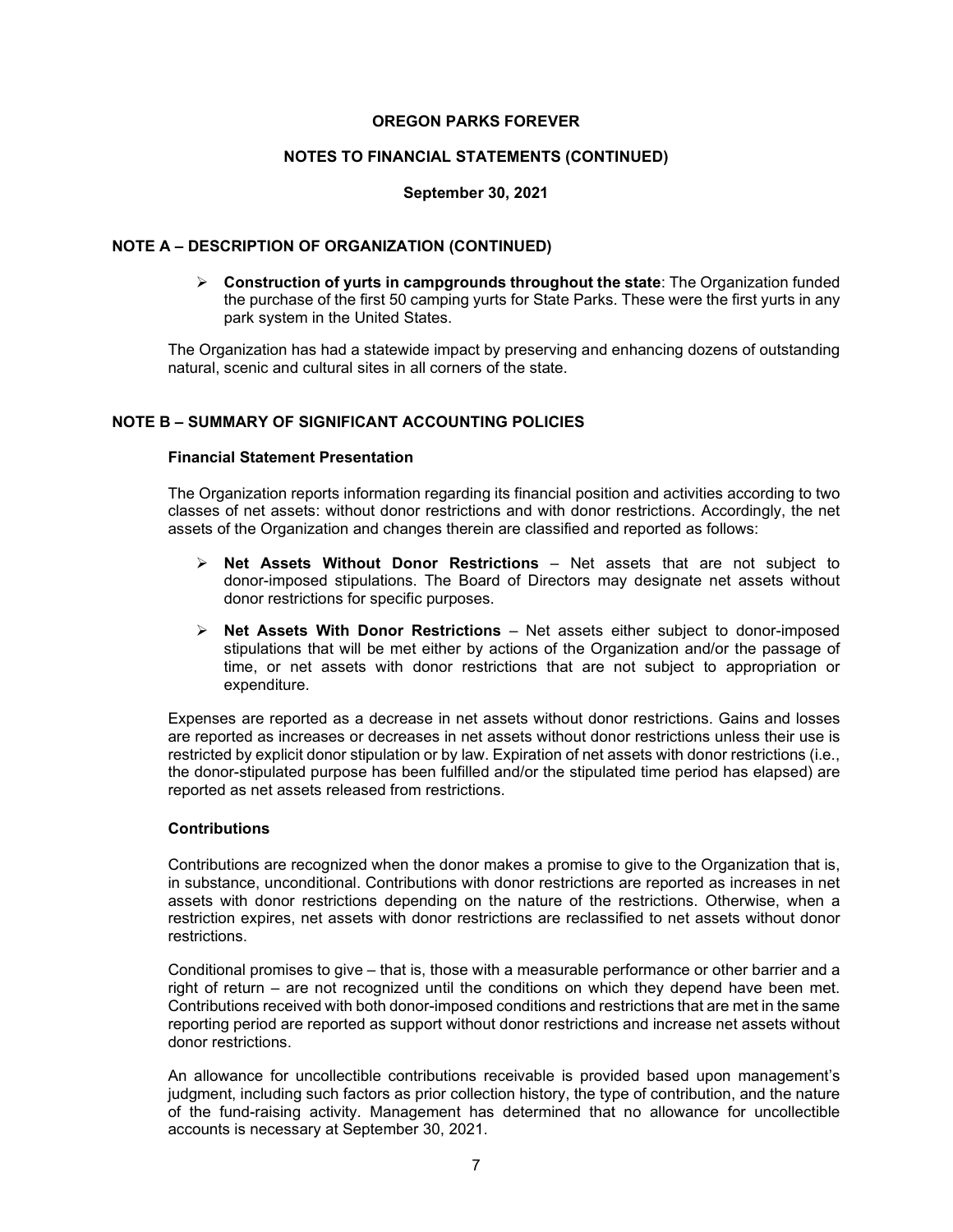**OREGON PARKS FOREVER**

**NOTES TO FINANCIAL STATEMENTS (CONTINUED)**

**September 30, 2021**

## NOTE A – DESCRIPTION OF ORGANIZATION (CONTINUED)

- **Construction of yurts in campgrounds throughout the state**: The Organization funded the purchase of the first 50 camping yurts for State Parks. These were the first yurts in any park system in the United States.

The Organization has had a statewide impact by preserving and enhancing dozens of outstanding natural, scenic and cultural sites in all corners of the state.

## NOTE B – SUMMARY OF SIGNIFICANT ACCOUNTING POLICIES

### Financial Statement Presentation

The Organization reports information regarding its financial position and activities according to two classes of net assets: without donor restrictions and with donor restrictions. Accordingly, the net assets of the Organization and changes therein are classified and reported as follows:

- **Net Assets Without Donor Restrictions** – Net assets that are not subject to donor-imposed stipulations. The Board of Directors may designate net assets without donor restrictions for specific purposes.
- **Net Assets With Donor Restrictions** – Net assets either subject to donor-imposed stipulations that will be met either by actions of the Organization and/or the passage of time, or net assets with donor restrictions that are not subject to appropriation or expenditure.

Expenses are reported as a decrease in net assets without donor restrictions. Gains and losses are reported as increases or decreases in net assets without donor restrictions unless their use is restricted by explicit donor stipulation or by law. Expiration of net assets with donor restrictions (i.e., the donor-stipulated purpose has been fulfilled and/or the stipulated time period has elapsed) are reported as net assets released from restrictions.

### Contributions

Contributions are recognized when the donor makes a promise to give to the Organization that is, in substance, unconditional. Contributions with donor restrictions are reported as increases in net assets with donor restrictions depending on the nature of the restrictions. Otherwise, when a restriction expires, net assets with donor restrictions are reclassified to net assets without donor restrictions.

Conditional promises to give – that is, those with a measurable performance or other barrier and a right of return – are not recognized until the conditions on which they depend have been met. Contributions received with both donor-imposed conditions and restrictions that are met in the same reporting period are reported as support without donor restrictions and increase net assets without donor restrictions.

An allowance for uncollectible contributions receivable is provided based upon management's judgment, including such factors as prior collection history, the type of contribution, and the nature of the fund-raising activity. Management has determined that no allowance for uncollectible accounts is necessary at September 30, 2021.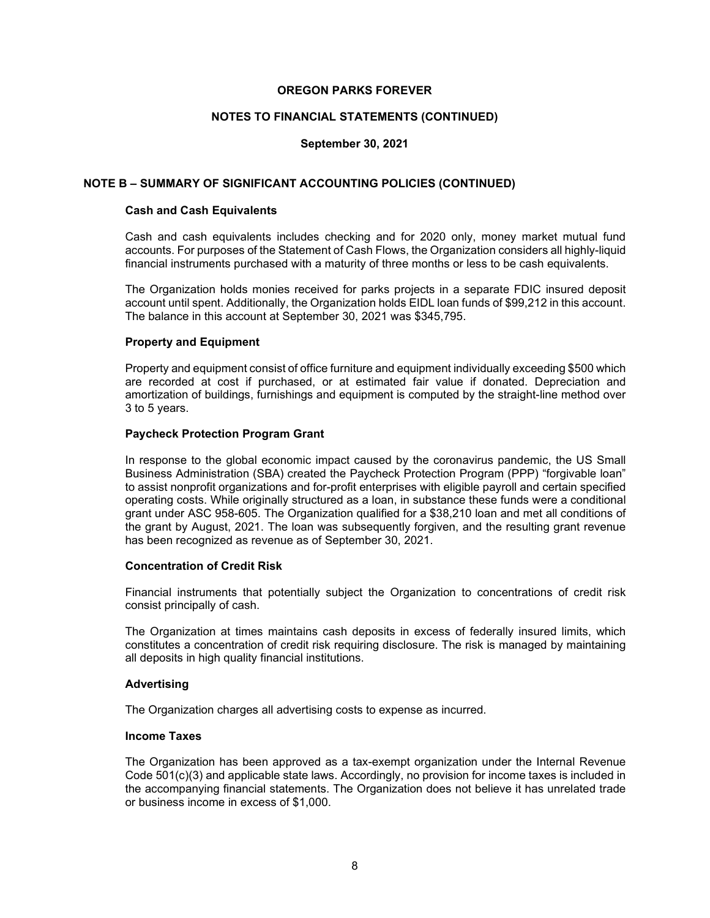# OREGON PARKS FOREVER

## NOTES TO FINANCIAL STATEMENTS (CONTINUED)

### September 30, 2021

## NOTE B – SUMMARY OF SIGNIFICANT ACCOUNTING POLICIES (CONTINUED)

### Cash and Cash Equivalents

Cash and cash equivalents includes checking and for 2020 only, money market mutual fund accounts. For purposes of the Statement of Cash Flows, the Organization considers all highly-liquid financial instruments purchased with a maturity of three months or less to be cash equivalents.

The Organization holds monies received for parks projects in a separate FDIC insured deposit account until spent. Additionally, the Organization holds EIDL loan funds of $99,212 in this account. The balance in this account at September 30, 2021 was $345,795.

### Property and Equipment

Property and equipment consist of office furniture and equipment individually exceeding $500 which are recorded at cost if purchased, or at estimated fair value if donated. Depreciation and amortization of buildings, furnishings and equipment is computed by the straight-line method over 3 to 5 years.

### Paycheck Protection Program Grant

In response to the global economic impact caused by the coronavirus pandemic, the US Small Business Administration (SBA) created the Paycheck Protection Program (PPP) "forgivable loan" to assist nonprofit organizations and for-profit enterprises with eligible payroll and certain specified operating costs. While originally structured as a loan, in substance these funds were a conditional grant under ASC 958-605. The Organization qualified for a $38,210 loan and met all conditions of the grant by August, 2021. The loan was subsequently forgiven, and the resulting grant revenue has been recognized as revenue as of September 30, 2021.

### Concentration of Credit Risk

Financial instruments that potentially subject the Organization to concentrations of credit risk consist principally of cash.

The Organization at times maintains cash deposits in excess of federally insured limits, which constitutes a concentration of credit risk requiring disclosure. The risk is managed by maintaining all deposits in high quality financial institutions.

### Advertising

The Organization charges all advertising costs to expense as incurred.

### Income Taxes

The Organization has been approved as a tax-exempt organization under the Internal Revenue Code 501(c)(3) and applicable state laws. Accordingly, no provision for income taxes is included in the accompanying financial statements. The Organization does not believe it has unrelated trade or business income in excess of $1,000.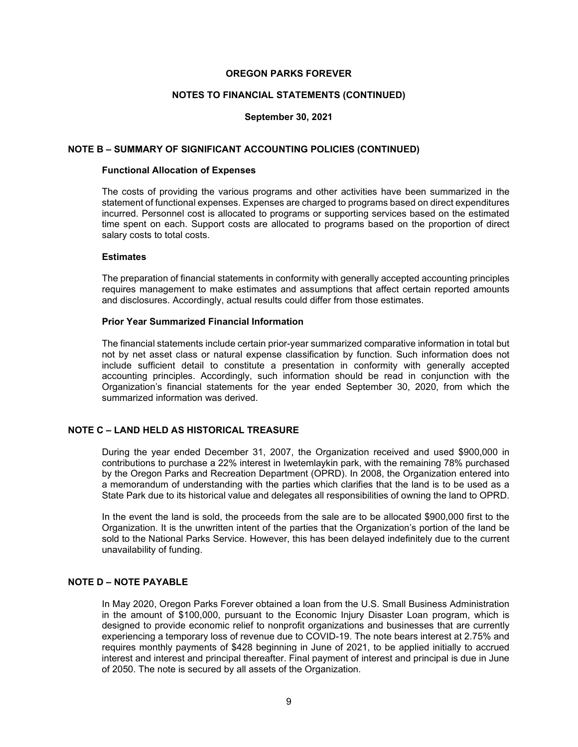# OREGON PARKS FOREVER

## NOTES TO FINANCIAL STATEMENTS (CONTINUED)

### September 30, 2021

## NOTE B – SUMMARY OF SIGNIFICANT ACCOUNTING POLICIES (CONTINUED)

### Functional Allocation of Expenses

The costs of providing the various programs and other activities have been summarized in the statement of functional expenses. Expenses are charged to programs based on direct expenditures incurred. Personnel cost is allocated to programs or supporting services based on the estimated time spent on each. Support costs are allocated to programs based on the proportion of direct salary costs to total costs.

### Estimates

The preparation of financial statements in conformity with generally accepted accounting principles requires management to make estimates and assumptions that affect certain reported amounts and disclosures. Accordingly, actual results could differ from those estimates.

### Prior Year Summarized Financial Information

The financial statements include certain prior-year summarized comparative information in total but not by net asset class or natural expense classification by function. Such information does not include sufficient detail to constitute a presentation in conformity with generally accepted accounting principles. Accordingly, such information should be read in conjunction with the Organization's financial statements for the year ended September 30, 2020, from which the summarized information was derived.

## NOTE C – LAND HELD AS HISTORICAL TREASURE

During the year ended December 31, 2007, the Organization received and used $900,000 in contributions to purchase a 22% interest in Iwetemlaykin park, with the remaining 78% purchased by the Oregon Parks and Recreation Department (OPRD). In 2008, the Organization entered into a memorandum of understanding with the parties which clarifies that the land is to be used as a State Park due to its historical value and delegates all responsibilities of owning the land to OPRD.

In the event the land is sold, the proceeds from the sale are to be allocated $900,000 first to the Organization. It is the unwritten intent of the parties that the Organization's portion of the land be sold to the National Parks Service. However, this has been delayed indefinitely due to the current unavailability of funding.

## NOTE D – NOTE PAYABLE

In May 2020, Oregon Parks Forever obtained a loan from the U.S. Small Business Administration in the amount of $100,000, pursuant to the Economic Injury Disaster Loan program, which is designed to provide economic relief to nonprofit organizations and businesses that are currently experiencing a temporary loss of revenue due to COVID-19. The note bears interest at 2.75% and requires monthly payments of $428 beginning in June of 2021, to be applied initially to accrued interest and interest and principal thereafter. Final payment of interest and principal is due in June of 2050. The note is secured by all assets of the Organization.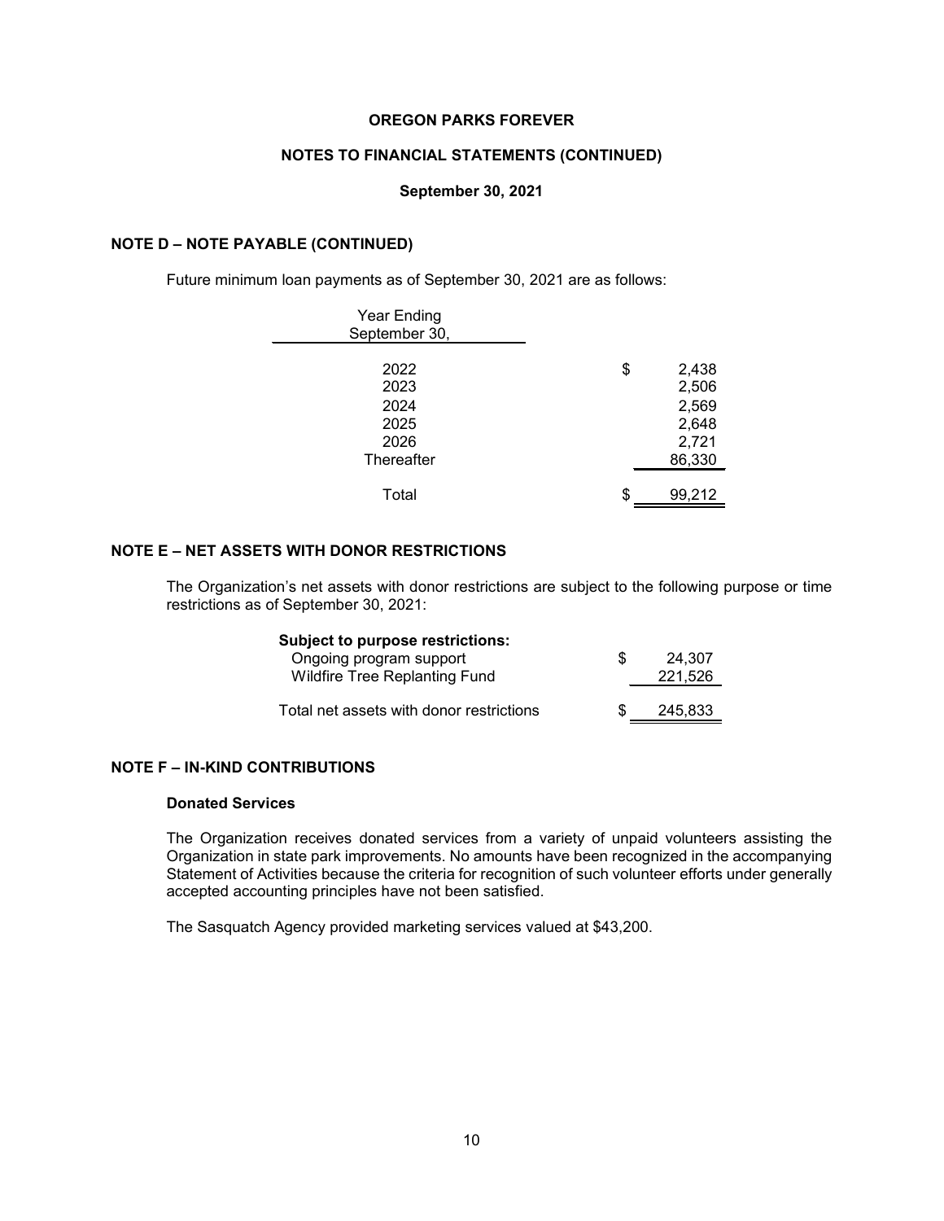# OREGON PARKS FOREVER

## NOTES TO FINANCIAL STATEMENTS (CONTINUED)

### September 30, 2021

### NOTE D – NOTE PAYABLE (CONTINUED)

Future minimum loan payments as of September 30, 2021 are as follows:

| Year Ending September 30, | |
|---|---|
| 2022 | $ 2,438 |
| 2023 | 2,506 |
| 2024 | 2,569 |
| 2025 | 2,648 |
| 2026 | 2,721 |
| Thereafter | 86,330 |
| Total | $ 99,212 |

### NOTE E – NET ASSETS WITH DONOR RESTRICTIONS

The Organization's net assets with donor restrictions are subject to the following purpose or time restrictions as of September 30, 2021:

| | |
|---|---|
| **Subject to purpose restrictions:** | |
| Ongoing program support | $ 24,307 |
| Wildfire Tree Replanting Fund | 221,526 |
| Total net assets with donor restrictions | $ 245,833 |

### NOTE F – IN-KIND CONTRIBUTIONS

**Donated Services**

The Organization receives donated services from a variety of unpaid volunteers assisting the Organization in state park improvements. No amounts have been recognized in the accompanying Statement of Activities because the criteria for recognition of such volunteer efforts under generally accepted accounting principles have not been satisfied.

The Sasquatch Agency provided marketing services valued at $43,200.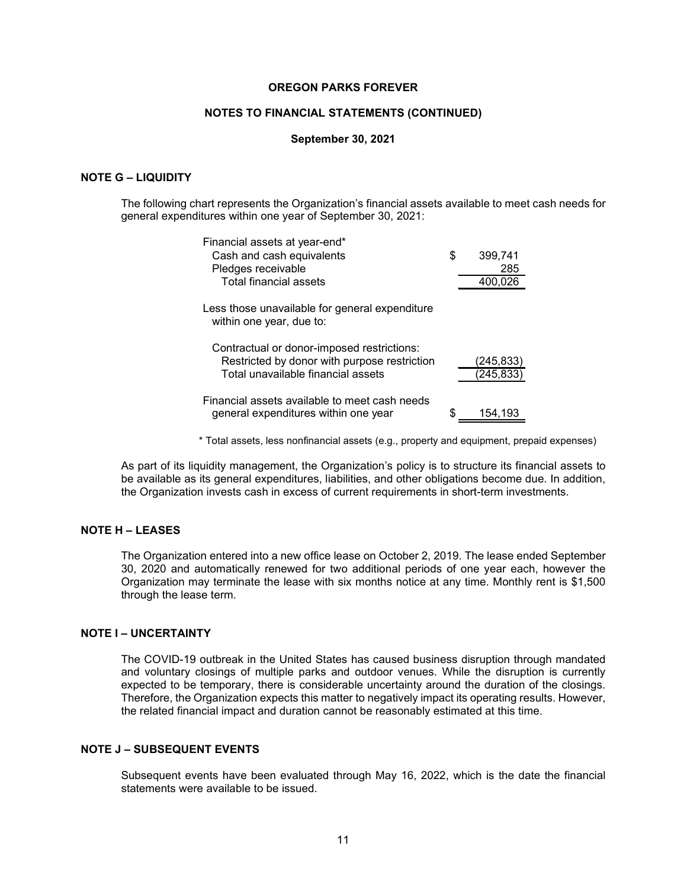# OREGON PARKS FOREVER

## NOTES TO FINANCIAL STATEMENTS (CONTINUED)

**September 30, 2021**

### NOTE G – LIQUIDITY

The following chart represents the Organization's financial assets available to meet cash needs for general expenditures within one year of September 30, 2021:

| | |
|---|---|
| Financial assets at year-end* | |
| Cash and cash equivalents | $ 399,741 |
| Pledges receivable | 285 |
| Total financial assets | 400,026 |
| | |
| Less those unavailable for general expenditure within one year, due to: | |
| | |
| Contractual or donor-imposed restrictions: | |
| Restricted by donor with purpose restriction | (245,833) |
| Total unavailable financial assets | (245,833) |
| | |
| Financial assets available to meet cash needs general expenditures within one year | $ 154,193 |

\* Total assets, less nonfinancial assets (e.g., property and equipment, prepaid expenses)

As part of its liquidity management, the Organization's policy is to structure its financial assets to be available as its general expenditures, liabilities, and other obligations become due. In addition, the Organization invests cash in excess of current requirements in short-term investments.

### NOTE H – LEASES

The Organization entered into a new office lease on October 2, 2019. The lease ended September 30, 2020 and automatically renewed for two additional periods of one year each, however the Organization may terminate the lease with six months notice at any time. Monthly rent is $1,500 through the lease term.

### NOTE I – UNCERTAINTY

The COVID-19 outbreak in the United States has caused business disruption through mandated and voluntary closings of multiple parks and outdoor venues. While the disruption is currently expected to be temporary, there is considerable uncertainty around the duration of the closings. Therefore, the Organization expects this matter to negatively impact its operating results. However, the related financial impact and duration cannot be reasonably estimated at this time.

### NOTE J – SUBSEQUENT EVENTS

Subsequent events have been evaluated through May 16, 2022, which is the date the financial statements were available to be issued.